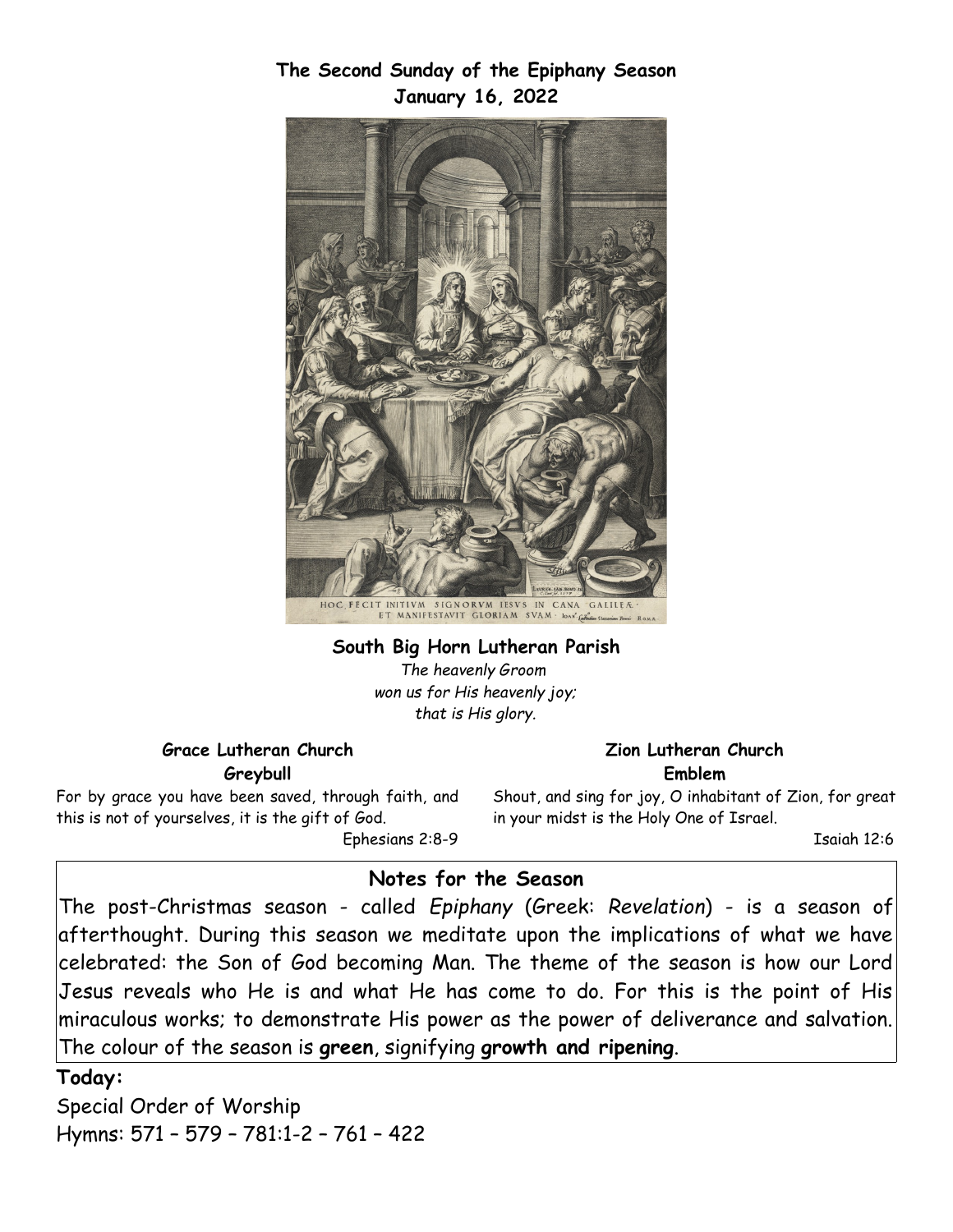**The Second Sunday of the Epiphany Season**
**January 16, 2022**

HOC FECIT INITIVM SIGNORVM IESVS IN CANA GALILEÆ · ET MANIFESTAVIT GLORIAM SVAM ·

**South Big Horn Lutheran Parish**

*The heavenly Groom*
*won us for His heavenly joy;*
*that is His glory.*

**Grace Lutheran Church**
**Greybull**

For by grace you have been saved, through faith, and this is not of yourselves, it is the gift of God.

Ephesians 2:8-9

**Zion Lutheran Church**
**Emblem**

Shout, and sing for joy, O inhabitant of Zion, for great in your midst is the Holy One of Israel.

Isaiah 12:6

## Notes for the Season

The post-Christmas season - called *Epiphany* (Greek: *Revelation*) - is a season of afterthought. During this season we meditate upon the implications of what we have celebrated: the Son of God becoming Man. The theme of the season is how our Lord Jesus reveals who He is and what He has come to do. For this is the point of His miraculous works; to demonstrate His power as the power of deliverance and salvation. The colour of the season is **green**, signifying **growth and ripening**.

**Today:**

Special Order of Worship
Hymns: 571 – 579 – 781:1-2 – 761 – 422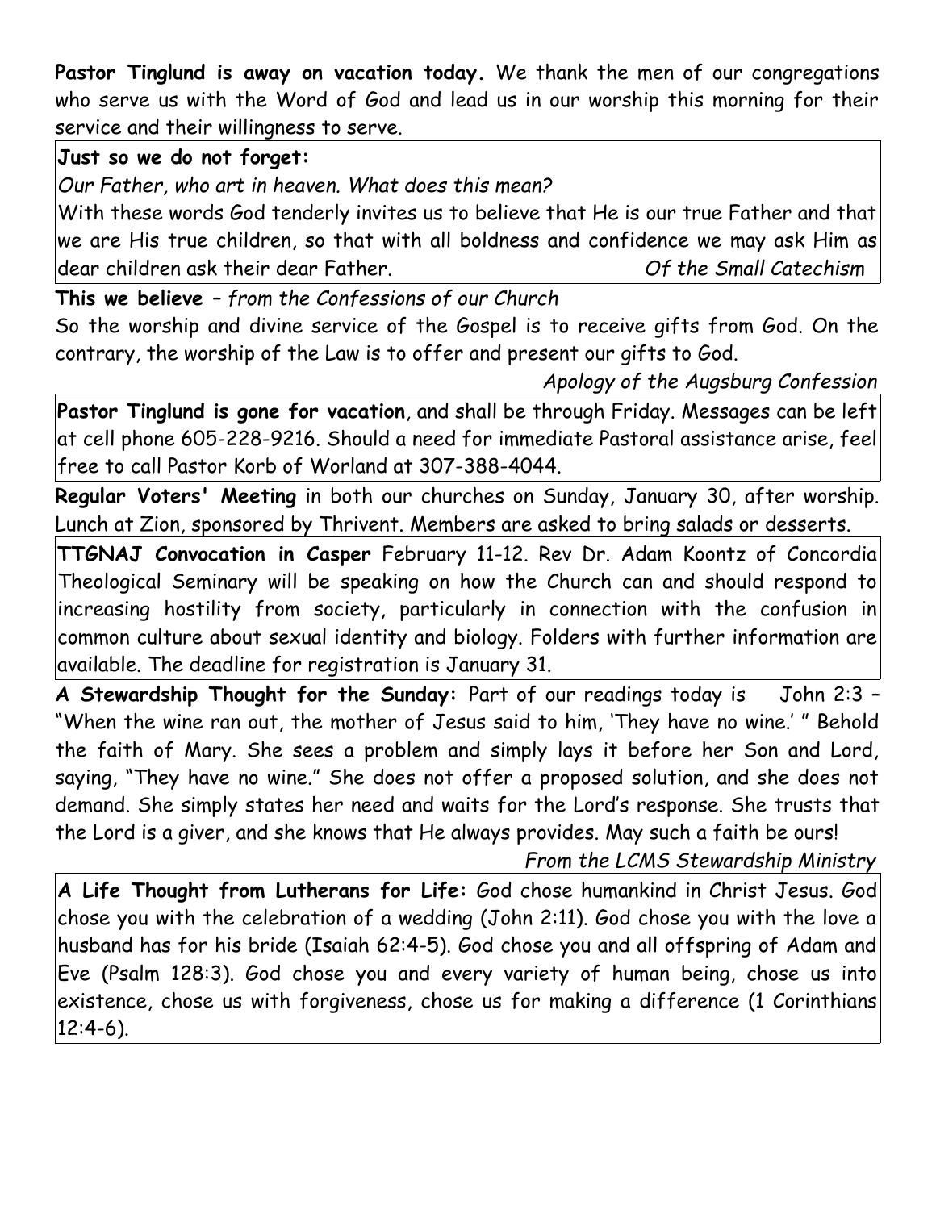**Pastor Tinglund is away on vacation today.** We thank the men of our congregations who serve us with the Word of God and lead us in our worship this morning for their service and their willingness to serve.

**Just so we do not forget:**

*Our Father, who art in heaven. What does this mean?*

With these words God tenderly invites us to believe that He is our true Father and that we are His true children, so that with all boldness and confidence we may ask Him as dear children ask their dear Father. *Of the Small Catechism*

**This we believe** – *from the Confessions of our Church*

So the worship and divine service of the Gospel is to receive gifts from God. On the contrary, the worship of the Law is to offer and present our gifts to God.

*Apology of the Augsburg Confession*

**Pastor Tinglund is gone for vacation**, and shall be through Friday. Messages can be left at cell phone 605-228-9216. Should a need for immediate Pastoral assistance arise, feel free to call Pastor Korb of Worland at 307-388-4044.

**Regular Voters' Meeting** in both our churches on Sunday, January 30, after worship. Lunch at Zion, sponsored by Thrivent. Members are asked to bring salads or desserts.

**TTGNAJ Convocation in Casper** February 11-12. Rev Dr. Adam Koontz of Concordia Theological Seminary will be speaking on how the Church can and should respond to increasing hostility from society, particularly in connection with the confusion in common culture about sexual identity and biology. Folders with further information are available. The deadline for registration is January 31.

**A Stewardship Thought for the Sunday:** Part of our readings today is John 2:3 – "When the wine ran out, the mother of Jesus said to him, 'They have no wine.' " Behold the faith of Mary. She sees a problem and simply lays it before her Son and Lord, saying, "They have no wine." She does not offer a proposed solution, and she does not demand. She simply states her need and waits for the Lord's response. She trusts that the Lord is a giver, and she knows that He always provides. May such a faith be ours!

*From the LCMS Stewardship Ministry*

**A Life Thought from Lutherans for Life:** God chose humankind in Christ Jesus. God chose you with the celebration of a wedding (John 2:11). God chose you with the love a husband has for his bride (Isaiah 62:4-5). God chose you and all offspring of Adam and Eve (Psalm 128:3). God chose you and every variety of human being, chose us into existence, chose us with forgiveness, chose us for making a difference (1 Corinthians 12:4-6).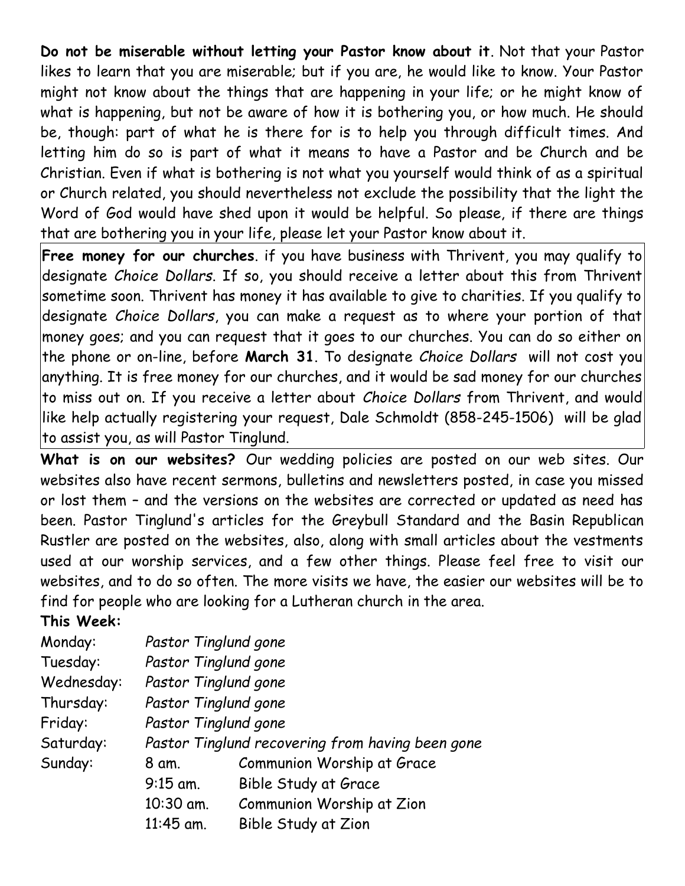**Do not be miserable without letting your Pastor know about it**. Not that your Pastor likes to learn that you are miserable; but if you are, he would like to know. Your Pastor might not know about the things that are happening in your life; or he might know of what is happening, but not be aware of how it is bothering you, or how much. He should be, though: part of what he is there for is to help you through difficult times. And letting him do so is part of what it means to have a Pastor and be Church and be Christian. Even if what is bothering is not what you yourself would think of as a spiritual or Church related, you should nevertheless not exclude the possibility that the light the Word of God would have shed upon it would be helpful. So please, if there are things that are bothering you in your life, please let your Pastor know about it.

**Free money for our churches**. if you have business with Thrivent, you may qualify to designate *Choice Dollars*. If so, you should receive a letter about this from Thrivent sometime soon. Thrivent has money it has available to give to charities. If you qualify to designate *Choice Dollars*, you can make a request as to where your portion of that money goes; and you can request that it goes to our churches. You can do so either on the phone or on-line, before **March 31**. To designate *Choice Dollars* will not cost you anything. It is free money for our churches, and it would be sad money for our churches to miss out on. If you receive a letter about *Choice Dollars* from Thrivent, and would like help actually registering your request, Dale Schmoldt (858-245-1506) will be glad to assist you, as will Pastor Tinglund.

**What is on our websites?** Our wedding policies are posted on our web sites. Our websites also have recent sermons, bulletins and newsletters posted, in case you missed or lost them – and the versions on the websites are corrected or updated as need has been. Pastor Tinglund's articles for the Greybull Standard and the Basin Republican Rustler are posted on the websites, also, along with small articles about the vestments used at our worship services, and a few other things. Please feel free to visit our websites, and to do so often. The more visits we have, the easier our websites will be to find for people who are looking for a Lutheran church in the area.

**This Week:**

| | | |
|---|---|---|
| Monday: | *Pastor Tinglund gone* | |
| Tuesday: | *Pastor Tinglund gone* | |
| Wednesday: | *Pastor Tinglund gone* | |
| Thursday: | *Pastor Tinglund gone* | |
| Friday: | *Pastor Tinglund gone* | |
| Saturday: | *Pastor Tinglund recovering from having been gone* | |
| Sunday: | 8 am. | Communion Worship at Grace |
| | 9:15 am. | Bible Study at Grace |
| | 10:30 am. | Communion Worship at Zion |
| | 11:45 am. | Bible Study at Zion |